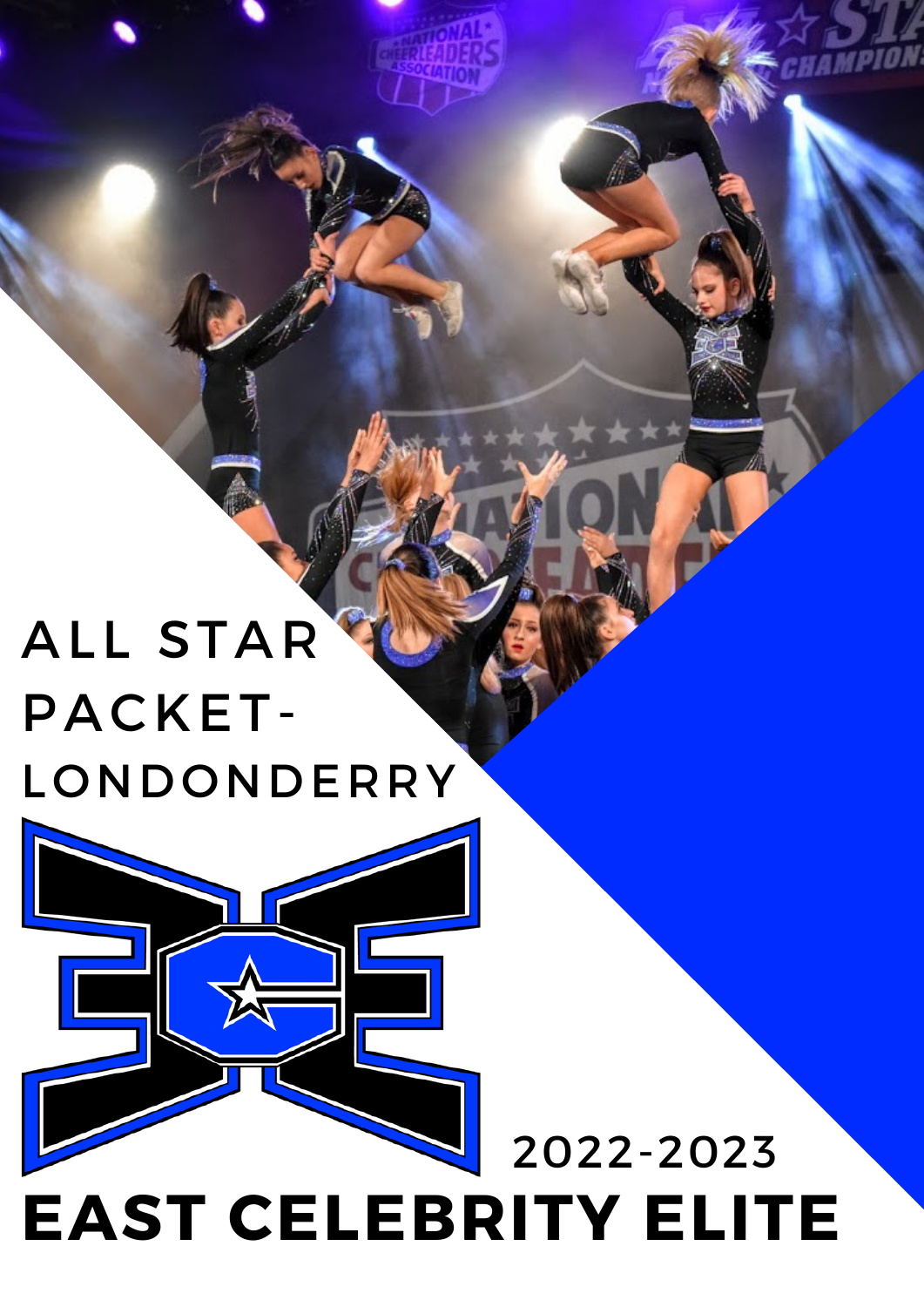# ALL STAR PACKET- LONDONDERRY

2022-2023

# EAST CELEBRITY ELITE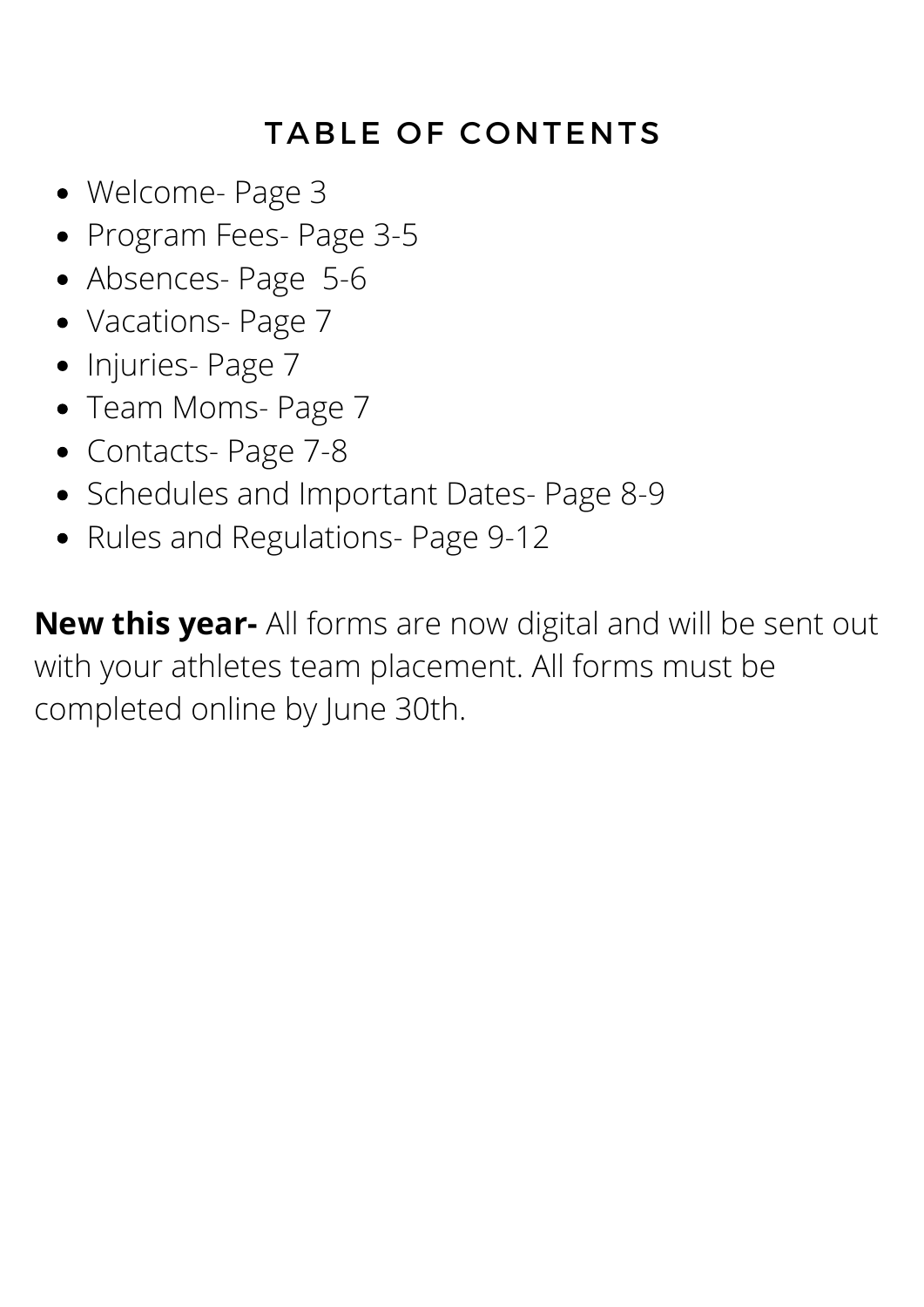## TABLE OF CONTENTS

- Welcome- Page 3
- Program Fees- Page 3-5
- Absences- Page  5-6
- Vacations- Page 7
- Injuries- Page 7
- Team Moms- Page 7
- Contacts- Page 7-8
- Schedules and Important Dates- Page 8-9
- Rules and Regulations- Page 9-12

**New this year-** All forms are now digital and will be sent out with your athletes team placement. All forms must be completed online by June 30th.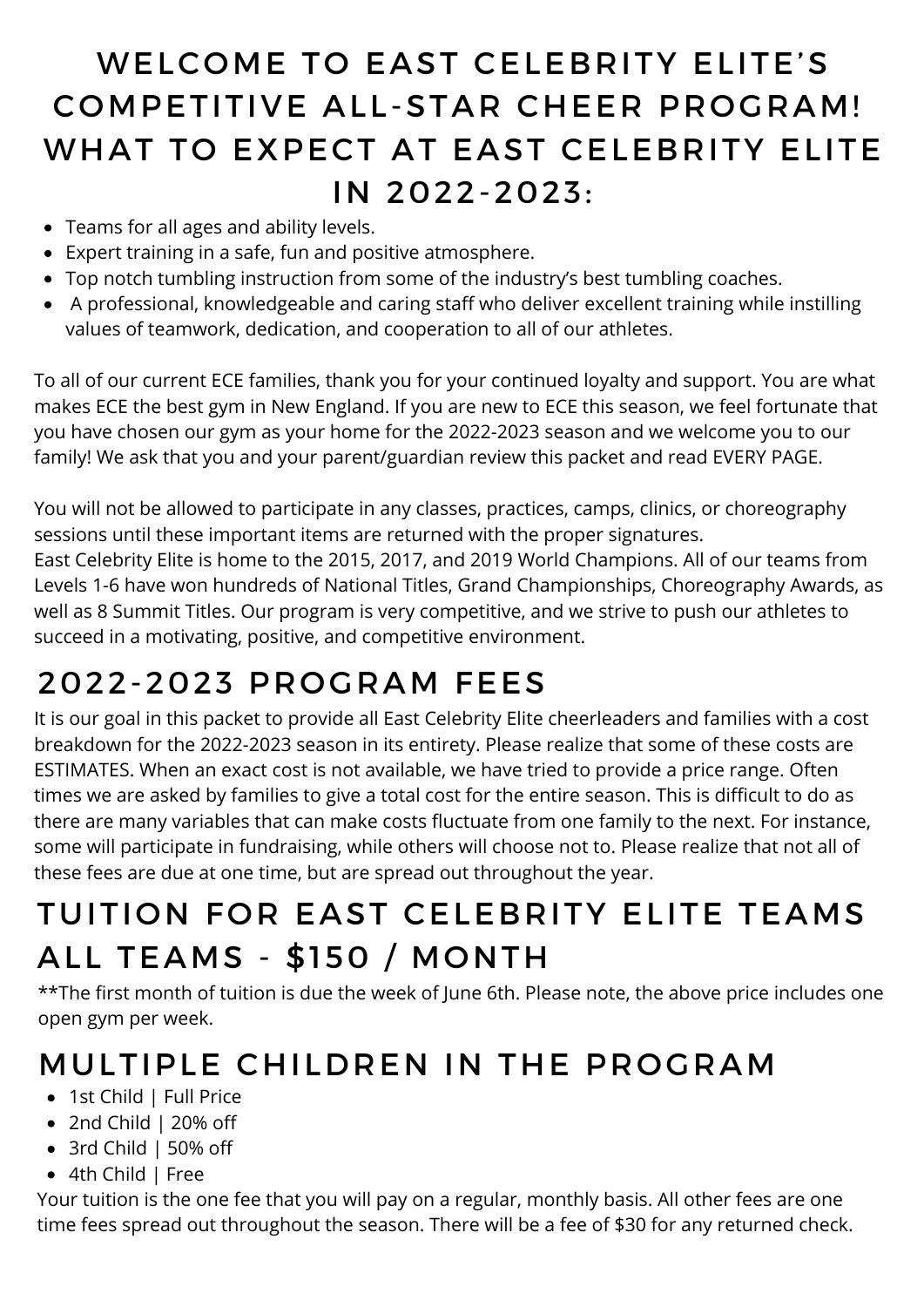# WELCOME TO EAST CELEBRITY ELITE'S COMPETITIVE ALL-STAR CHEER PROGRAM! WHAT TO EXPECT AT EAST CELEBRITY ELITE IN 2022-2023:

- Teams for all ages and ability levels.
- Expert training in a safe, fun and positive atmosphere.
- Top notch tumbling instruction from some of the industry's best tumbling coaches.
- A professional, knowledgeable and caring staff who deliver excellent training while instilling values of teamwork, dedication, and cooperation to all of our athletes.

To all of our current ECE families, thank you for your continued loyalty and support. You are what makes ECE the best gym in New England. If you are new to ECE this season, we feel fortunate that you have chosen our gym as your home for the 2022-2023 season and we welcome you to our family! We ask that you and your parent/guardian review this packet and read EVERY PAGE.

You will not be allowed to participate in any classes, practices, camps, clinics, or choreography sessions until these important items are returned with the proper signatures.
East Celebrity Elite is home to the 2015, 2017, and 2019 World Champions. All of our teams from Levels 1-6 have won hundreds of National Titles, Grand Championships, Choreography Awards, as well as 8 Summit Titles. Our program is very competitive, and we strive to push our athletes to succeed in a motivating, positive, and competitive environment.

## 2022-2023 PROGRAM FEES

It is our goal in this packet to provide all East Celebrity Elite cheerleaders and families with a cost breakdown for the 2022-2023 season in its entirety. Please realize that some of these costs are ESTIMATES. When an exact cost is not available, we have tried to provide a price range. Often times we are asked by families to give a total cost for the entire season. This is difficult to do as there are many variables that can make costs fluctuate from one family to the next. For instance, some will participate in fundraising, while others will choose not to. Please realize that not all of these fees are due at one time, but are spread out throughout the year.

## TUITION FOR EAST CELEBRITY ELITE TEAMS ALL TEAMS - $150 / MONTH

**The first month of tuition is due the week of June 6th. Please note, the above price includes one open gym per week.

## MULTIPLE CHILDREN IN THE PROGRAM

- 1st Child | Full Price
- 2nd Child | 20% off
- 3rd Child | 50% off
- 4th Child | Free

Your tuition is the one fee that you will pay on a regular, monthly basis. All other fees are one time fees spread out throughout the season. There will be a fee of $30 for any returned check.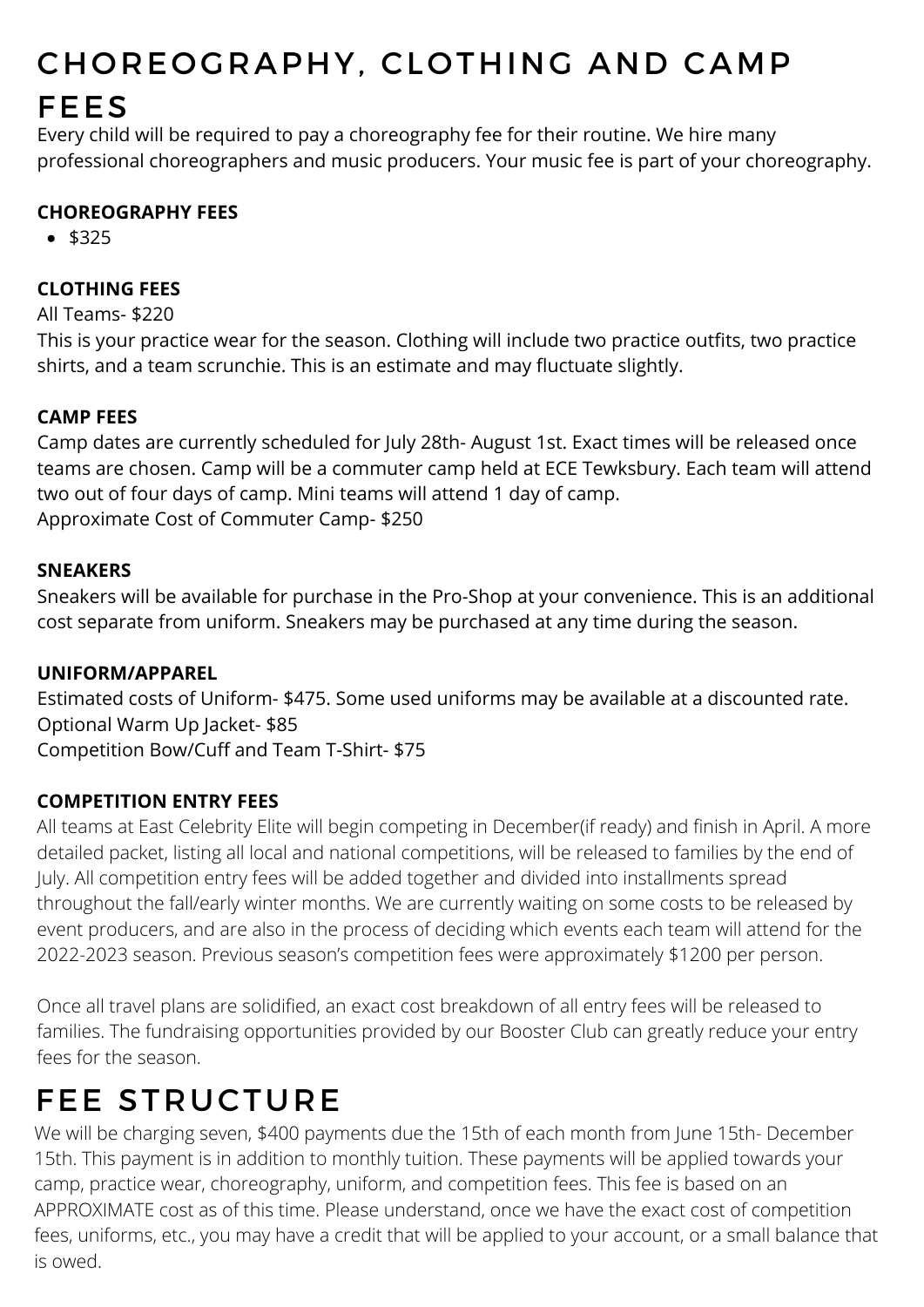# CHOREOGRAPHY, CLOTHING AND CAMP FEES

Every child will be required to pay a choreography fee for their routine. We hire many professional choreographers and music producers. Your music fee is part of your choreography.

**CHOREOGRAPHY FEES**

- $325

**CLOTHING FEES**

All Teams- $220

This is your practice wear for the season. Clothing will include two practice outfits, two practice shirts, and a team scrunchie. This is an estimate and may fluctuate slightly.

**CAMP FEES**

Camp dates are currently scheduled for July 28th- August 1st. Exact times will be released once teams are chosen. Camp will be a commuter camp held at ECE Tewksbury. Each team will attend two out of four days of camp. Mini teams will attend 1 day of camp.

Approximate Cost of Commuter Camp- $250

**SNEAKERS**

Sneakers will be available for purchase in the Pro-Shop at your convenience. This is an additional cost separate from uniform. Sneakers may be purchased at any time during the season.

**UNIFORM/APPAREL**

Estimated costs of Uniform- $475. Some used uniforms may be available at a discounted rate.

Optional Warm Up Jacket- $85

Competition Bow/Cuff and Team T-Shirt- $75

**COMPETITION ENTRY FEES**

All teams at East Celebrity Elite will begin competing in December(if ready) and finish in April. A more detailed packet, listing all local and national competitions, will be released to families by the end of July. All competition entry fees will be added together and divided into installments spread throughout the fall/early winter months. We are currently waiting on some costs to be released by event producers, and are also in the process of deciding which events each team will attend for the 2022-2023 season. Previous season's competition fees were approximately $1200 per person.

Once all travel plans are solidified, an exact cost breakdown of all entry fees will be released to families. The fundraising opportunities provided by our Booster Club can greatly reduce your entry fees for the season.

# FEE STRUCTURE

We will be charging seven, $400 payments due the 15th of each month from June 15th- December 15th. This payment is in addition to monthly tuition. These payments will be applied towards your camp, practice wear, choreography, uniform, and competition fees. This fee is based on an APPROXIMATE cost as of this time. Please understand, once we have the exact cost of competition fees, uniforms, etc., you may have a credit that will be applied to your account, or a small balance that is owed.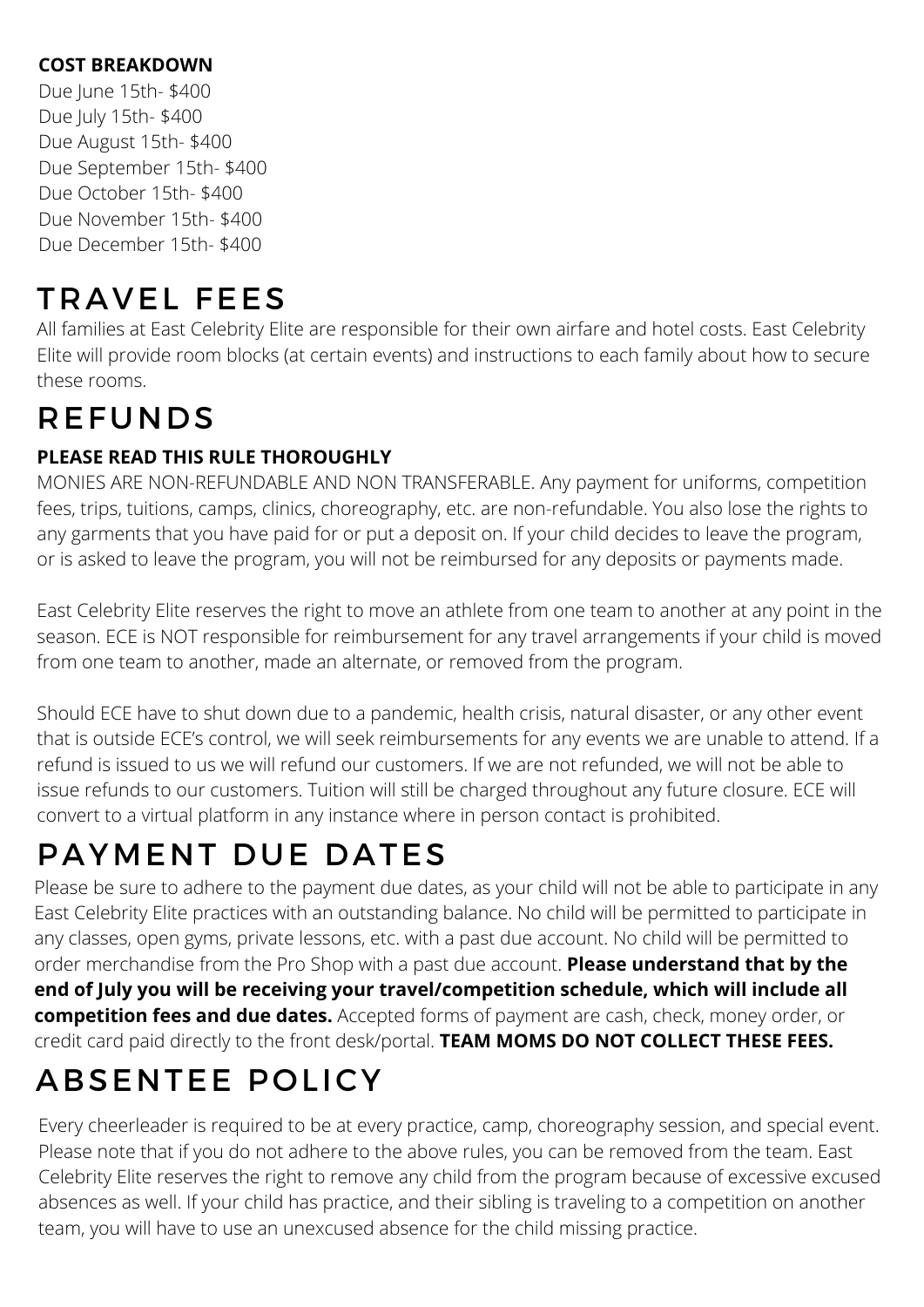**COST BREAKDOWN**

Due June 15th- $400
Due July 15th- $400
Due August 15th- $400
Due September 15th- $400
Due October 15th- $400
Due November 15th- $400
Due December 15th- $400

# TRAVEL FEES

All families at East Celebrity Elite are responsible for their own airfare and hotel costs. East Celebrity Elite will provide room blocks (at certain events) and instructions to each family about how to secure these rooms.

# REFUNDS

**PLEASE READ THIS RULE THOROUGHLY**

MONIES ARE NON-REFUNDABLE AND NON TRANSFERABLE. Any payment for uniforms, competition fees, trips, tuitions, camps, clinics, choreography, etc. are non-refundable. You also lose the rights to any garments that you have paid for or put a deposit on. If your child decides to leave the program, or is asked to leave the program, you will not be reimbursed for any deposits or payments made.

East Celebrity Elite reserves the right to move an athlete from one team to another at any point in the season. ECE is NOT responsible for reimbursement for any travel arrangements if your child is moved from one team to another, made an alternate, or removed from the program.

Should ECE have to shut down due to a pandemic, health crisis, natural disaster, or any other event that is outside ECE's control, we will seek reimbursements for any events we are unable to attend. If a refund is issued to us we will refund our customers. If we are not refunded, we will not be able to issue refunds to our customers. Tuition will still be charged throughout any future closure. ECE will convert to a virtual platform in any instance where in person contact is prohibited.

# PAYMENT DUE DATES

Please be sure to adhere to the payment due dates, as your child will not be able to participate in any East Celebrity Elite practices with an outstanding balance. No child will be permitted to participate in any classes, open gyms, private lessons, etc. with a past due account. No child will be permitted to order merchandise from the Pro Shop with a past due account. **Please understand that by the end of July you will be receiving your travel/competition schedule, which will include all competition fees and due dates.** Accepted forms of payment are cash, check, money order, or credit card paid directly to the front desk/portal. **TEAM MOMS DO NOT COLLECT THESE FEES.**

# ABSENTEE POLICY

Every cheerleader is required to be at every practice, camp, choreography session, and special event. Please note that if you do not adhere to the above rules, you can be removed from the team. East Celebrity Elite reserves the right to remove any child from the program because of excessive excused absences as well. If your child has practice, and their sibling is traveling to a competition on another team, you will have to use an unexcused absence for the child missing practice.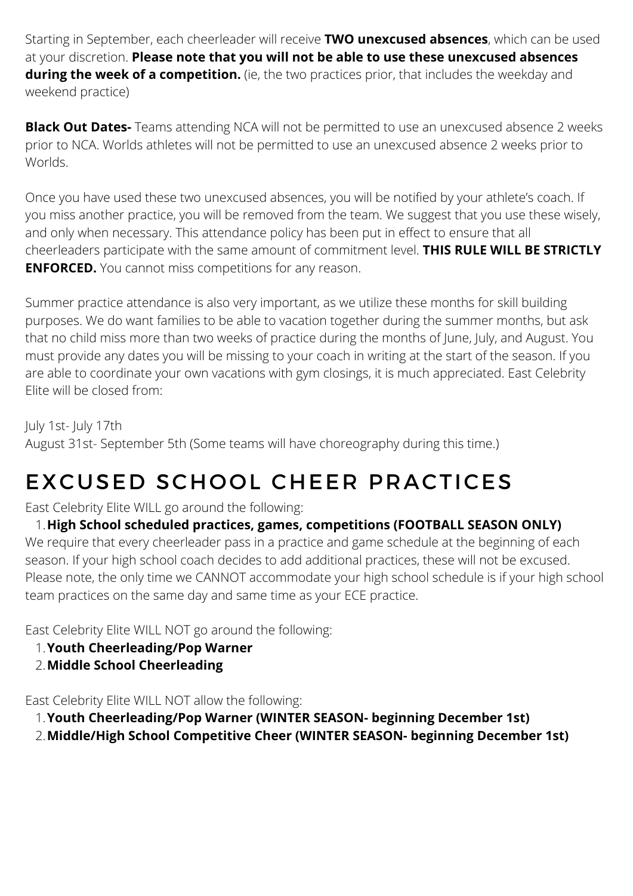Starting in September, each cheerleader will receive **TWO unexcused absences**, which can be used at your discretion. **Please note that you will not be able to use these unexcused absences during the week of a competition.** (ie, the two practices prior, that includes the weekday and weekend practice)

**Black Out Dates-** Teams attending NCA will not be permitted to use an unexcused absence 2 weeks prior to NCA. Worlds athletes will not be permitted to use an unexcused absence 2 weeks prior to Worlds.

Once you have used these two unexcused absences, you will be notified by your athlete's coach. If you miss another practice, you will be removed from the team. We suggest that you use these wisely, and only when necessary. This attendance policy has been put in effect to ensure that all cheerleaders participate with the same amount of commitment level. **THIS RULE WILL BE STRICTLY ENFORCED.** You cannot miss competitions for any reason.

Summer practice attendance is also very important, as we utilize these months for skill building purposes. We do want families to be able to vacation together during the summer months, but ask that no child miss more than two weeks of practice during the months of June, July, and August. You must provide any dates you will be missing to your coach in writing at the start of the season. If you are able to coordinate your own vacations with gym closings, it is much appreciated. East Celebrity Elite will be closed from:

July 1st- July 17th
August 31st- September 5th (Some teams will have choreography during this time.)

# EXCUSED SCHOOL CHEER PRACTICES

East Celebrity Elite WILL go around the following:

1. **High School scheduled practices, games, competitions (FOOTBALL SEASON ONLY)**

We require that every cheerleader pass in a practice and game schedule at the beginning of each season. If your high school coach decides to add additional practices, these will not be excused. Please note, the only time we CANNOT accommodate your high school schedule is if your high school team practices on the same day and same time as your ECE practice.

East Celebrity Elite WILL NOT go around the following:

1. **Youth Cheerleading/Pop Warner**
2. **Middle School Cheerleading**

East Celebrity Elite WILL NOT allow the following:

1. **Youth Cheerleading/Pop Warner (WINTER SEASON- beginning December 1st)**
2. **Middle/High School Competitive Cheer (WINTER SEASON- beginning December 1st)**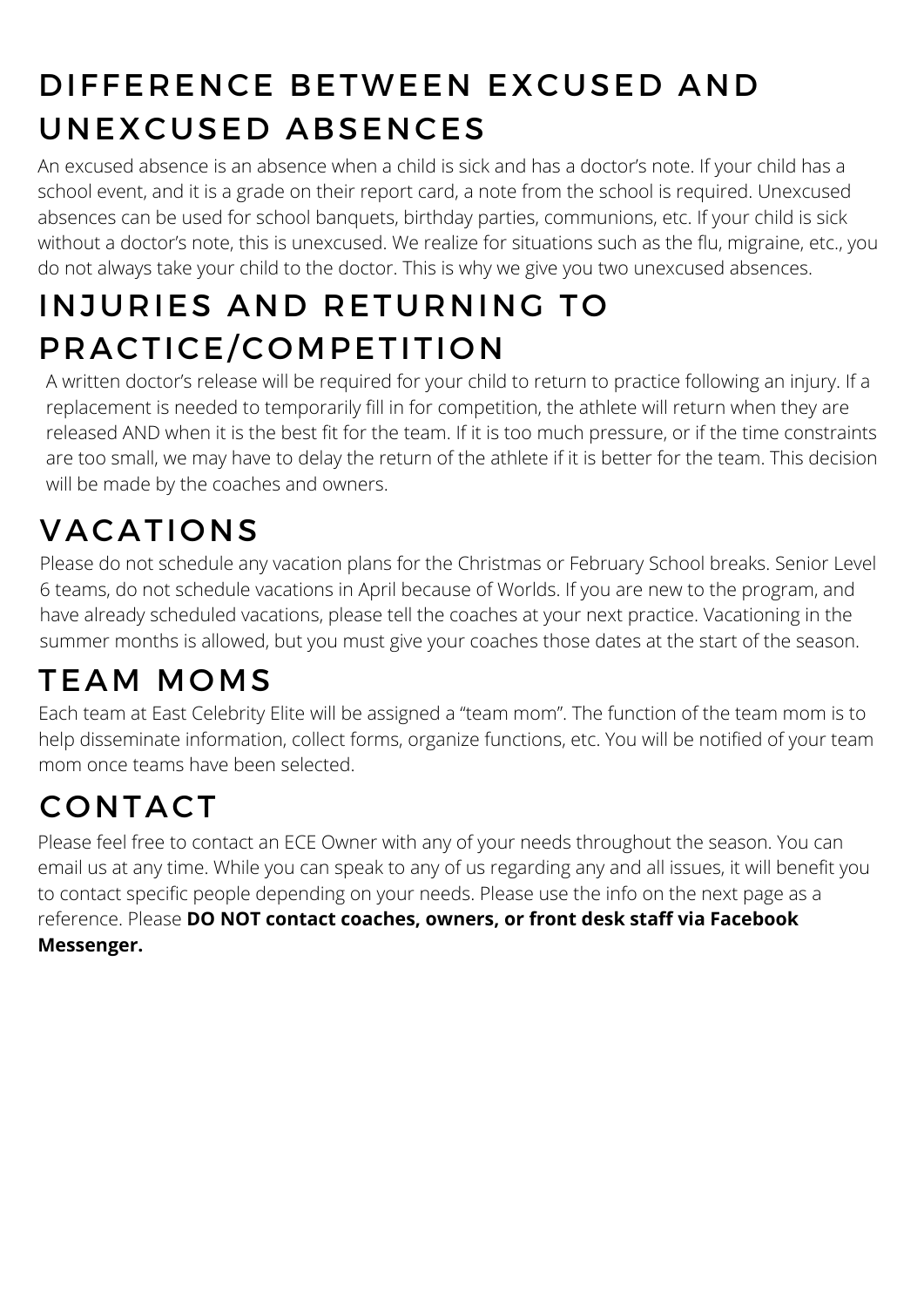## DIFFERENCE BETWEEN EXCUSED AND UNEXCUSED ABSENCES

An excused absence is an absence when a child is sick and has a doctor's note. If your child has a school event, and it is a grade on their report card, a note from the school is required. Unexcused absences can be used for school banquets, birthday parties, communions, etc. If your child is sick without a doctor's note, this is unexcused. We realize for situations such as the flu, migraine, etc., you do not always take your child to the doctor. This is why we give you two unexcused absences.

## INJURIES AND RETURNING TO PRACTICE/COMPETITION

A written doctor's release will be required for your child to return to practice following an injury. If a replacement is needed to temporarily fill in for competition, the athlete will return when they are released AND when it is the best fit for the team. If it is too much pressure, or if the time constraints are too small, we may have to delay the return of the athlete if it is better for the team. This decision will be made by the coaches and owners.

## VACATIONS

Please do not schedule any vacation plans for the Christmas or February School breaks. Senior Level 6 teams, do not schedule vacations in April because of Worlds. If you are new to the program, and have already scheduled vacations, please tell the coaches at your next practice. Vacationing in the summer months is allowed, but you must give your coaches those dates at the start of the season.

## TEAM MOMS

Each team at East Celebrity Elite will be assigned a "team mom". The function of the team mom is to help disseminate information, collect forms, organize functions, etc. You will be notified of your team mom once teams have been selected.

## CONTACT

Please feel free to contact an ECE Owner with any of your needs throughout the season. You can email us at any time. While you can speak to any of us regarding any and all issues, it will benefit you to contact specific people depending on your needs. Please use the info on the next page as a reference. Please **DO NOT contact coaches, owners, or front desk staff via Facebook Messenger.**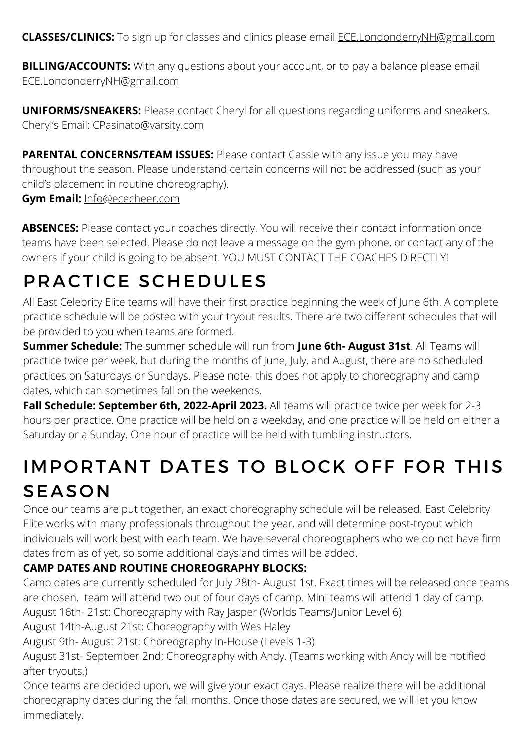**CLASSES/CLINICS:** To sign up for classes and clinics please email ECE.LondonderryNH@gmail.com

**BILLING/ACCOUNTS:** With any questions about your account, or to pay a balance please email ECE.LondonderryNH@gmail.com

**UNIFORMS/SNEAKERS:** Please contact Cheryl for all questions regarding uniforms and sneakers. Cheryl's Email: CPasinato@varsity.com

**PARENTAL CONCERNS/TEAM ISSUES:** Please contact Cassie with any issue you may have throughout the season. Please understand certain concerns will not be addressed (such as your child's placement in routine choreography).
**Gym Email:** Info@ececheer.com

**ABSENCES:** Please contact your coaches directly. You will receive their contact information once teams have been selected. Please do not leave a message on the gym phone, or contact any of the owners if your child is going to be absent. YOU MUST CONTACT THE COACHES DIRECTLY!

# PRACTICE SCHEDULES

All East Celebrity Elite teams will have their first practice beginning the week of June 6th. A complete practice schedule will be posted with your tryout results. There are two different schedules that will be provided to you when teams are formed.

**Summer Schedule:** The summer schedule will run from **June 6th- August 31st**. All Teams will practice twice per week, but during the months of June, July, and August, there are no scheduled practices on Saturdays or Sundays. Please note- this does not apply to choreography and camp dates, which can sometimes fall on the weekends.

**Fall Schedule: September 6th, 2022-April 2023.** All teams will practice twice per week for 2-3 hours per practice. One practice will be held on a weekday, and one practice will be held on either a Saturday or a Sunday. One hour of practice will be held with tumbling instructors.

# IMPORTANT DATES TO BLOCK OFF FOR THIS SEASON

Once our teams are put together, an exact choreography schedule will be released. East Celebrity Elite works with many professionals throughout the year, and will determine post-tryout which individuals will work best with each team. We have several choreographers who we do not have firm dates from as of yet, so some additional days and times will be added.

**CAMP DATES AND ROUTINE CHOREOGRAPHY BLOCKS:**

Camp dates are currently scheduled for July 28th- August 1st. Exact times will be released once teams are chosen. team will attend two out of four days of camp. Mini teams will attend 1 day of camp.
August 16th- 21st: Choreography with Ray Jasper (Worlds Teams/Junior Level 6)
August 14th-August 21st: Choreography with Wes Haley
August 9th- August 21st: Choreography In-House (Levels 1-3)
August 31st- September 2nd: Choreography with Andy. (Teams working with Andy will be notified after tryouts.)
Once teams are decided upon, we will give your exact days. Please realize there will be additional choreography dates during the fall months. Once those dates are secured, we will let you know immediately.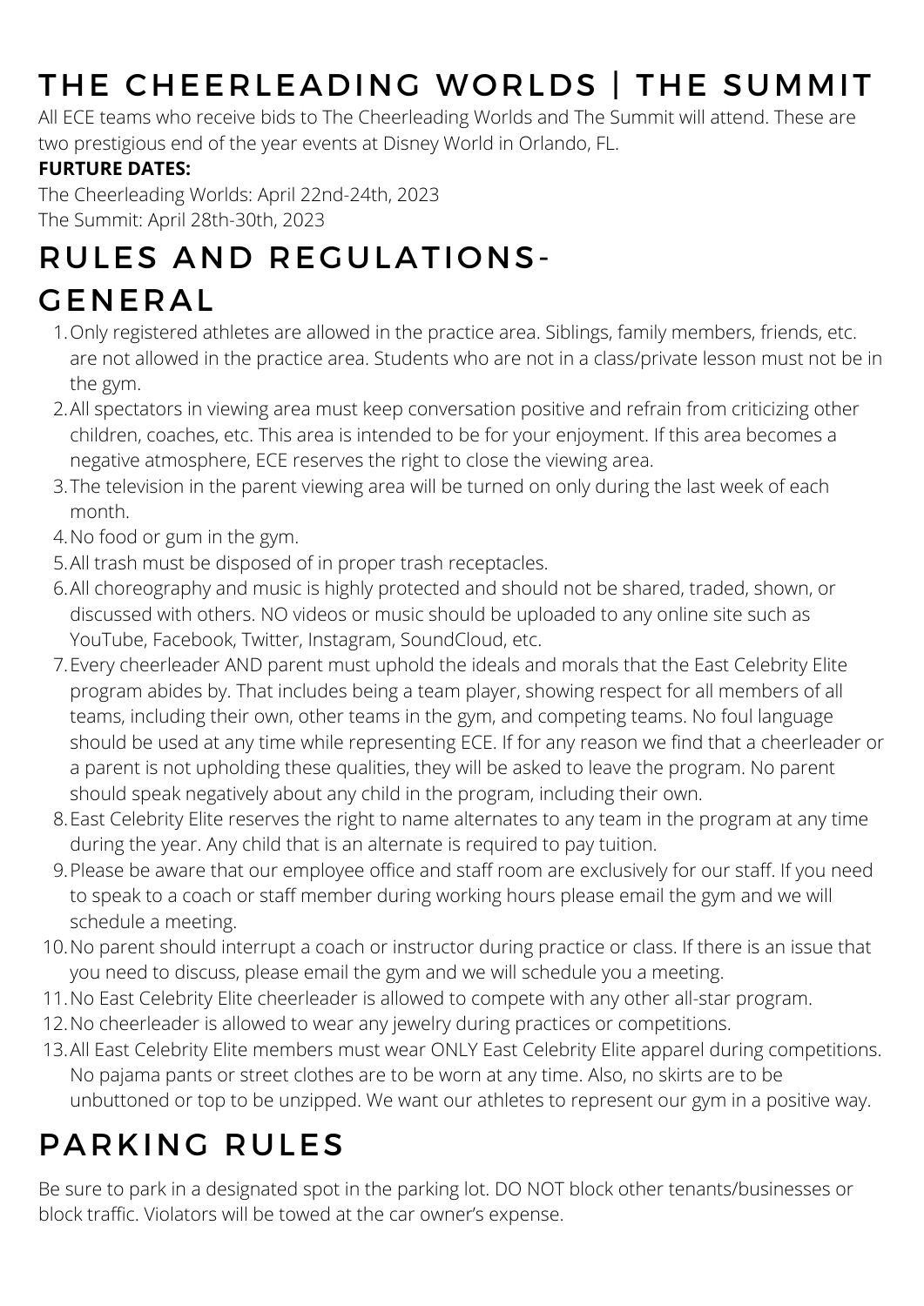# THE CHEERLEADING WORLDS | THE SUMMIT

All ECE teams who receive bids to The Cheerleading Worlds and The Summit will attend. These are two prestigious end of the year events at Disney World in Orlando, FL.

**FURTURE DATES:**

The Cheerleading Worlds: April 22nd-24th, 2023
The Summit: April 28th-30th, 2023

# RULES AND REGULATIONS-GENERAL

1. Only registered athletes are allowed in the practice area. Siblings, family members, friends, etc. are not allowed in the practice area. Students who are not in a class/private lesson must not be in the gym.
2. All spectators in viewing area must keep conversation positive and refrain from criticizing other children, coaches, etc. This area is intended to be for your enjoyment. If this area becomes a negative atmosphere, ECE reserves the right to close the viewing area.
3. The television in the parent viewing area will be turned on only during the last week of each month.
4. No food or gum in the gym.
5. All trash must be disposed of in proper trash receptacles.
6. All choreography and music is highly protected and should not be shared, traded, shown, or discussed with others. NO videos or music should be uploaded to any online site such as YouTube, Facebook, Twitter, Instagram, SoundCloud, etc.
7. Every cheerleader AND parent must uphold the ideals and morals that the East Celebrity Elite program abides by. That includes being a team player, showing respect for all members of all teams, including their own, other teams in the gym, and competing teams. No foul language should be used at any time while representing ECE. If for any reason we find that a cheerleader or a parent is not upholding these qualities, they will be asked to leave the program. No parent should speak negatively about any child in the program, including their own.
8. East Celebrity Elite reserves the right to name alternates to any team in the program at any time during the year. Any child that is an alternate is required to pay tuition.
9. Please be aware that our employee office and staff room are exclusively for our staff. If you need to speak to a coach or staff member during working hours please email the gym and we will schedule a meeting.
10. No parent should interrupt a coach or instructor during practice or class. If there is an issue that you need to discuss, please email the gym and we will schedule you a meeting.
11. No East Celebrity Elite cheerleader is allowed to compete with any other all-star program.
12. No cheerleader is allowed to wear any jewelry during practices or competitions.
13. All East Celebrity Elite members must wear ONLY East Celebrity Elite apparel during competitions. No pajama pants or street clothes are to be worn at any time. Also, no skirts are to be unbuttoned or top to be unzipped. We want our athletes to represent our gym in a positive way.

# PARKING RULES

Be sure to park in a designated spot in the parking lot. DO NOT block other tenants/businesses or block traffic. Violators will be towed at the car owner's expense.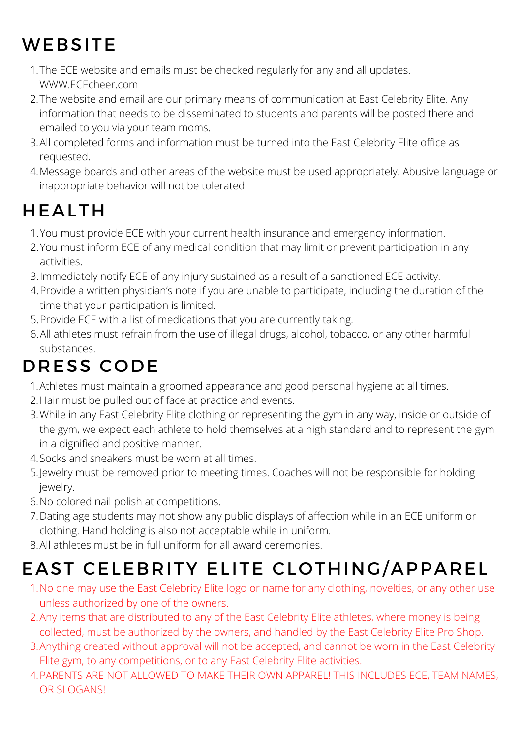## WEBSITE

1. The ECE website and emails must be checked regularly for any and all updates. WWW.ECEcheer.com
2. The website and email are our primary means of communication at East Celebrity Elite. Any information that needs to be disseminated to students and parents will be posted there and emailed to you via your team moms.
3. All completed forms and information must be turned into the East Celebrity Elite office as requested.
4. Message boards and other areas of the website must be used appropriately. Abusive language or inappropriate behavior will not be tolerated.

## HEALTH

1. You must provide ECE with your current health insurance and emergency information.
2. You must inform ECE of any medical condition that may limit or prevent participation in any activities.
3. Immediately notify ECE of any injury sustained as a result of a sanctioned ECE activity.
4. Provide a written physician's note if you are unable to participate, including the duration of the time that your participation is limited.
5. Provide ECE with a list of medications that you are currently taking.
6. All athletes must refrain from the use of illegal drugs, alcohol, tobacco, or any other harmful substances.

## DRESS CODE

1. Athletes must maintain a groomed appearance and good personal hygiene at all times.
2. Hair must be pulled out of face at practice and events.
3. While in any East Celebrity Elite clothing or representing the gym in any way, inside or outside of the gym, we expect each athlete to hold themselves at a high standard and to represent the gym in a dignified and positive manner.
4. Socks and sneakers must be worn at all times.
5. Jewelry must be removed prior to meeting times. Coaches will not be responsible for holding jewelry.
6. No colored nail polish at competitions.
7. Dating age students may not show any public displays of affection while in an ECE uniform or clothing. Hand holding is also not acceptable while in uniform.
8. All athletes must be in full uniform for all award ceremonies.

## EAST CELEBRITY ELITE CLOTHING/APPAREL

1. No one may use the East Celebrity Elite logo or name for any clothing, novelties, or any other use unless authorized by one of the owners.
2. Any items that are distributed to any of the East Celebrity Elite athletes, where money is being collected, must be authorized by the owners, and handled by the East Celebrity Elite Pro Shop.
3. Anything created without approval will not be accepted, and cannot be worn in the East Celebrity Elite gym, to any competitions, or to any East Celebrity Elite activities.
4. PARENTS ARE NOT ALLOWED TO MAKE THEIR OWN APPAREL! THIS INCLUDES ECE, TEAM NAMES, OR SLOGANS!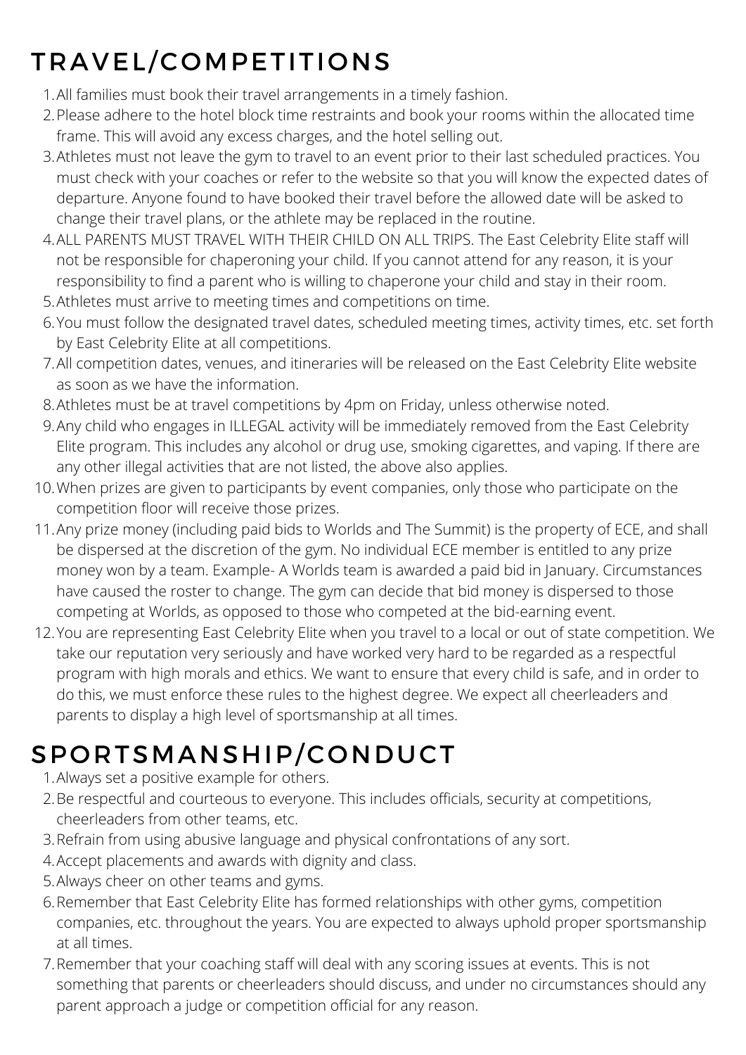# TRAVEL/COMPETITIONS

1. All families must book their travel arrangements in a timely fashion.
2. Please adhere to the hotel block time restraints and book your rooms within the allocated time frame. This will avoid any excess charges, and the hotel selling out.
3. Athletes must not leave the gym to travel to an event prior to their last scheduled practices. You must check with your coaches or refer to the website so that you will know the expected dates of departure. Anyone found to have booked their travel before the allowed date will be asked to change their travel plans, or the athlete may be replaced in the routine.
4. ALL PARENTS MUST TRAVEL WITH THEIR CHILD ON ALL TRIPS. The East Celebrity Elite staff will not be responsible for chaperoning your child. If you cannot attend for any reason, it is your responsibility to find a parent who is willing to chaperone your child and stay in their room.
5. Athletes must arrive to meeting times and competitions on time.
6. You must follow the designated travel dates, scheduled meeting times, activity times, etc. set forth by East Celebrity Elite at all competitions.
7. All competition dates, venues, and itineraries will be released on the East Celebrity Elite website as soon as we have the information.
8. Athletes must be at travel competitions by 4pm on Friday, unless otherwise noted.
9. Any child who engages in ILLEGAL activity will be immediately removed from the East Celebrity Elite program. This includes any alcohol or drug use, smoking cigarettes, and vaping. If there are any other illegal activities that are not listed, the above also applies.
10. When prizes are given to participants by event companies, only those who participate on the competition floor will receive those prizes.
11. Any prize money (including paid bids to Worlds and The Summit) is the property of ECE, and shall be dispersed at the discretion of the gym. No individual ECE member is entitled to any prize money won by a team. Example- A Worlds team is awarded a paid bid in January. Circumstances have caused the roster to change. The gym can decide that bid money is dispersed to those competing at Worlds, as opposed to those who competed at the bid-earning event.
12. You are representing East Celebrity Elite when you travel to a local or out of state competition. We take our reputation very seriously and have worked very hard to be regarded as a respectful program with high morals and ethics. We want to ensure that every child is safe, and in order to do this, we must enforce these rules to the highest degree. We expect all cheerleaders and parents to display a high level of sportsmanship at all times.

# SPORTSMANSHIP/CONDUCT

1. Always set a positive example for others.
2. Be respectful and courteous to everyone. This includes officials, security at competitions, cheerleaders from other teams, etc.
3. Refrain from using abusive language and physical confrontations of any sort.
4. Accept placements and awards with dignity and class.
5. Always cheer on other teams and gyms.
6. Remember that East Celebrity Elite has formed relationships with other gyms, competition companies, etc. throughout the years. You are expected to always uphold proper sportsmanship at all times.
7. Remember that your coaching staff will deal with any scoring issues at events. This is not something that parents or cheerleaders should discuss, and under no circumstances should any parent approach a judge or competition official for any reason.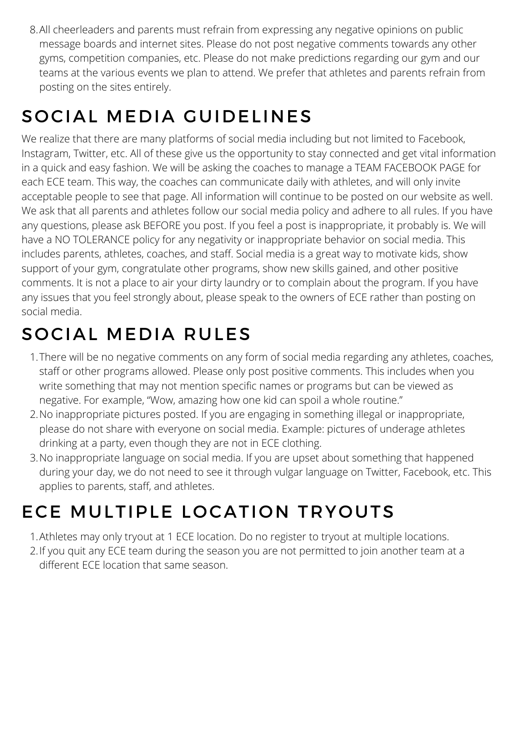8. All cheerleaders and parents must refrain from expressing any negative opinions on public message boards and internet sites. Please do not post negative comments towards any other gyms, competition companies, etc. Please do not make predictions regarding our gym and our teams at the various events we plan to attend. We prefer that athletes and parents refrain from posting on the sites entirely.

## SOCIAL MEDIA GUIDELINES

We realize that there are many platforms of social media including but not limited to Facebook, Instagram, Twitter, etc. All of these give us the opportunity to stay connected and get vital information in a quick and easy fashion. We will be asking the coaches to manage a TEAM FACEBOOK PAGE for each ECE team. This way, the coaches can communicate daily with athletes, and will only invite acceptable people to see that page. All information will continue to be posted on our website as well. We ask that all parents and athletes follow our social media policy and adhere to all rules. If you have any questions, please ask BEFORE you post. If you feel a post is inappropriate, it probably is. We will have a NO TOLERANCE policy for any negativity or inappropriate behavior on social media. This includes parents, athletes, coaches, and staff. Social media is a great way to motivate kids, show support of your gym, congratulate other programs, show new skills gained, and other positive comments. It is not a place to air your dirty laundry or to complain about the program. If you have any issues that you feel strongly about, please speak to the owners of ECE rather than posting on social media.

## SOCIAL MEDIA RULES

1. There will be no negative comments on any form of social media regarding any athletes, coaches, staff or other programs allowed. Please only post positive comments. This includes when you write something that may not mention specific names or programs but can be viewed as negative. For example, "Wow, amazing how one kid can spoil a whole routine."
2. No inappropriate pictures posted. If you are engaging in something illegal or inappropriate, please do not share with everyone on social media. Example: pictures of underage athletes drinking at a party, even though they are not in ECE clothing.
3. No inappropriate language on social media. If you are upset about something that happened during your day, we do not need to see it through vulgar language on Twitter, Facebook, etc. This applies to parents, staff, and athletes.

## ECE MULTIPLE LOCATION TRYOUTS

1. Athletes may only tryout at 1 ECE location. Do no register to tryout at multiple locations.
2. If you quit any ECE team during the season you are not permitted to join another team at a different ECE location that same season.